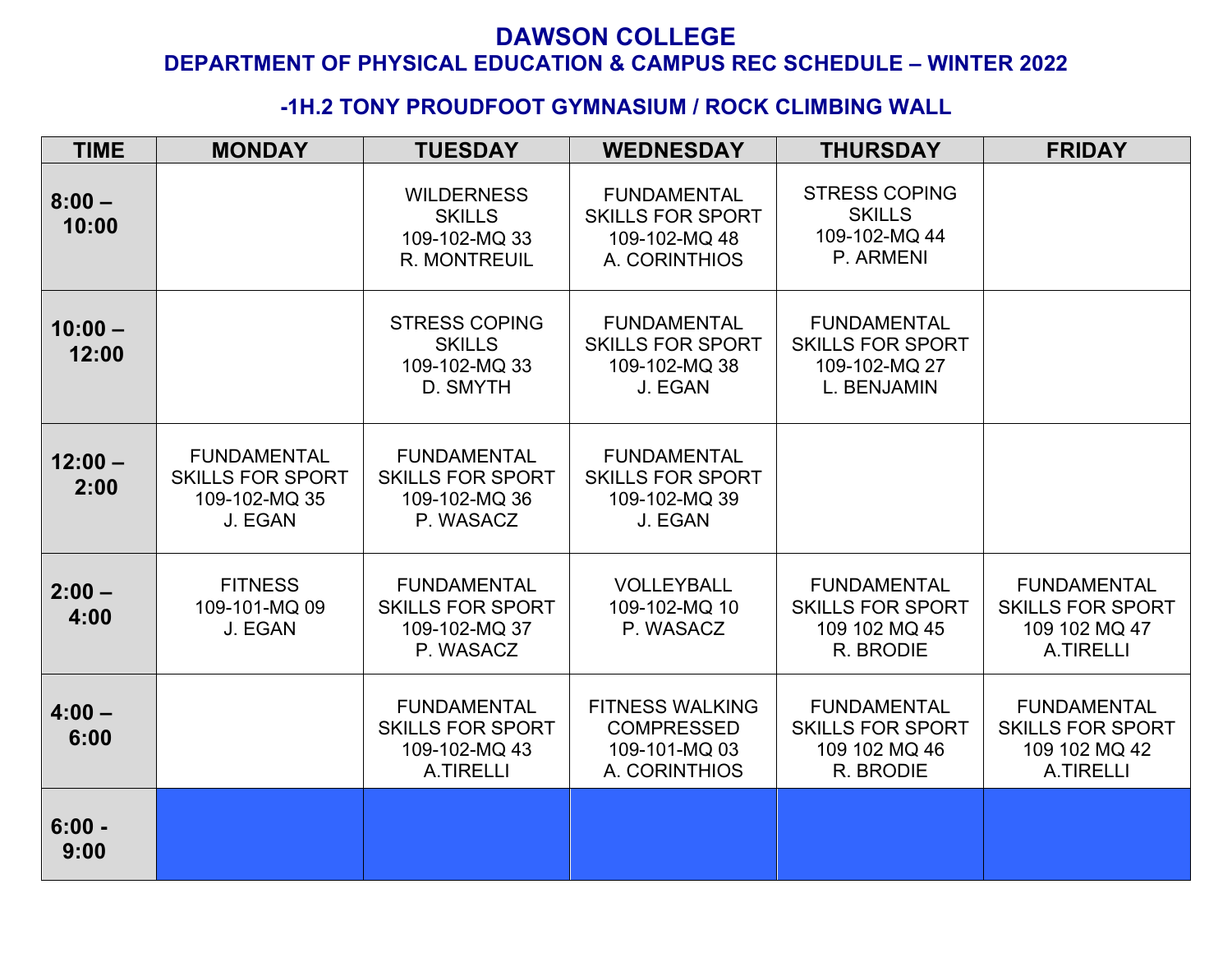# DAWSON COLLEGE

## DEPARTMENT OF PHYSICAL EDUCATION & CAMPUS REC SCHEDULE – WINTER 2022

### -1H.2 TONY PROUDFOOT GYMNASIUM / ROCK CLIMBING WALL

| TIME | MONDAY | TUESDAY | WEDNESDAY | THURSDAY | FRIDAY |
|---|---|---|---|---|---|
| **8:00 – 10:00** | | WILDERNESS SKILLS 109-102-MQ 33 R. MONTREUIL | FUNDAMENTAL SKILLS FOR SPORT 109-102-MQ 48 A. CORINTHIOS | STRESS COPING SKILLS 109-102-MQ 44 P. ARMENI | |
| **10:00 – 12:00** | | STRESS COPING SKILLS 109-102-MQ 33 D. SMYTH | FUNDAMENTAL SKILLS FOR SPORT 109-102-MQ 38 J. EGAN | FUNDAMENTAL SKILLS FOR SPORT 109-102-MQ 27 L. BENJAMIN | |
| **12:00 – 2:00** | FUNDAMENTAL SKILLS FOR SPORT 109-102-MQ 35 J. EGAN | FUNDAMENTAL SKILLS FOR SPORT 109-102-MQ 36 P. WASACZ | FUNDAMENTAL SKILLS FOR SPORT 109-102-MQ 39 J. EGAN | | |
| **2:00 – 4:00** | FITNESS 109-101-MQ 09 J. EGAN | FUNDAMENTAL SKILLS FOR SPORT 109-102-MQ 37 P. WASACZ | VOLLEYBALL 109-102-MQ 10 P. WASACZ | FUNDAMENTAL SKILLS FOR SPORT 109 102 MQ 45 R. BRODIE | FUNDAMENTAL SKILLS FOR SPORT 109 102 MQ 47 A.TIRELLI |
| **4:00 – 6:00** | | FUNDAMENTAL SKILLS FOR SPORT 109-102-MQ 43 A.TIRELLI | FITNESS WALKING COMPRESSED 109-101-MQ 03 A. CORINTHIOS | FUNDAMENTAL SKILLS FOR SPORT 109 102 MQ 46 R. BRODIE | FUNDAMENTAL SKILLS FOR SPORT 109 102 MQ 42 A.TIRELLI |
| **6:00 - 9:00** | | | | | |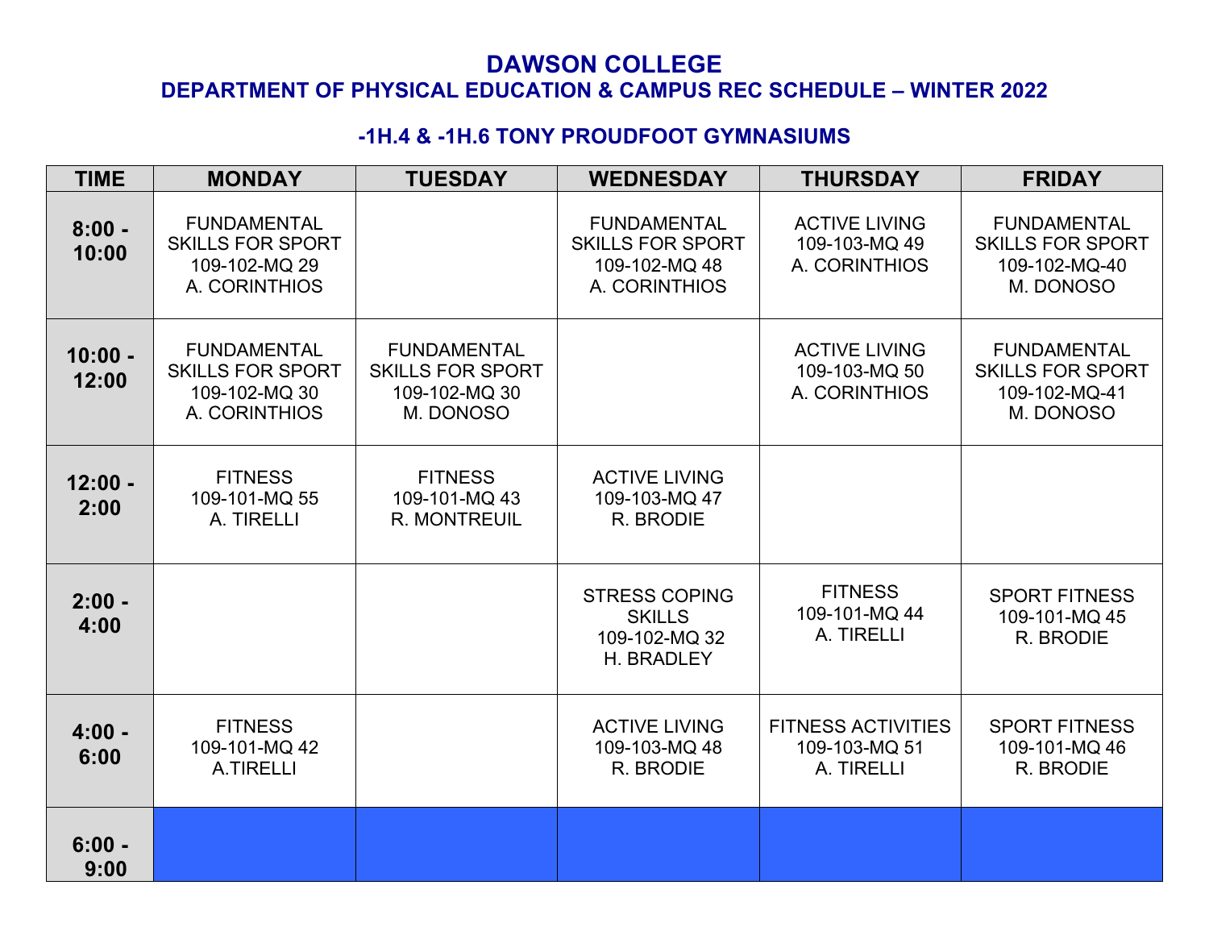# DAWSON COLLEGE

## DEPARTMENT OF PHYSICAL EDUCATION & CAMPUS REC SCHEDULE – WINTER 2022

### -1H.4 & -1H.6 TONY PROUDFOOT GYMNASIUMS

| TIME | MONDAY | TUESDAY | WEDNESDAY | THURSDAY | FRIDAY |
|---|---|---|---|---|---|
| 8:00 - 10:00 | FUNDAMENTAL SKILLS FOR SPORT 109-102-MQ 29 A. CORINTHIOS | | FUNDAMENTAL SKILLS FOR SPORT 109-102-MQ 48 A. CORINTHIOS | ACTIVE LIVING 109-103-MQ 49 A. CORINTHIOS | FUNDAMENTAL SKILLS FOR SPORT 109-102-MQ-40 M. DONOSO |
| 10:00 - 12:00 | FUNDAMENTAL SKILLS FOR SPORT 109-102-MQ 30 A. CORINTHIOS | FUNDAMENTAL SKILLS FOR SPORT 109-102-MQ 30 M. DONOSO | | ACTIVE LIVING 109-103-MQ 50 A. CORINTHIOS | FUNDAMENTAL SKILLS FOR SPORT 109-102-MQ-41 M. DONOSO |
| 12:00 - 2:00 | FITNESS 109-101-MQ 55 A. TIRELLI | FITNESS 109-101-MQ 43 R. MONTREUIL | ACTIVE LIVING 109-103-MQ 47 R. BRODIE | | |
| 2:00 - 4:00 | | | STRESS COPING SKILLS 109-102-MQ 32 H. BRADLEY | FITNESS 109-101-MQ 44 A. TIRELLI | SPORT FITNESS 109-101-MQ 45 R. BRODIE |
| 4:00 - 6:00 | FITNESS 109-101-MQ 42 A.TIRELLI | | ACTIVE LIVING 109-103-MQ 48 R. BRODIE | FITNESS ACTIVITIES 109-103-MQ 51 A. TIRELLI | SPORT FITNESS 109-101-MQ 46 R. BRODIE |
| 6:00 - 9:00 | | | | | |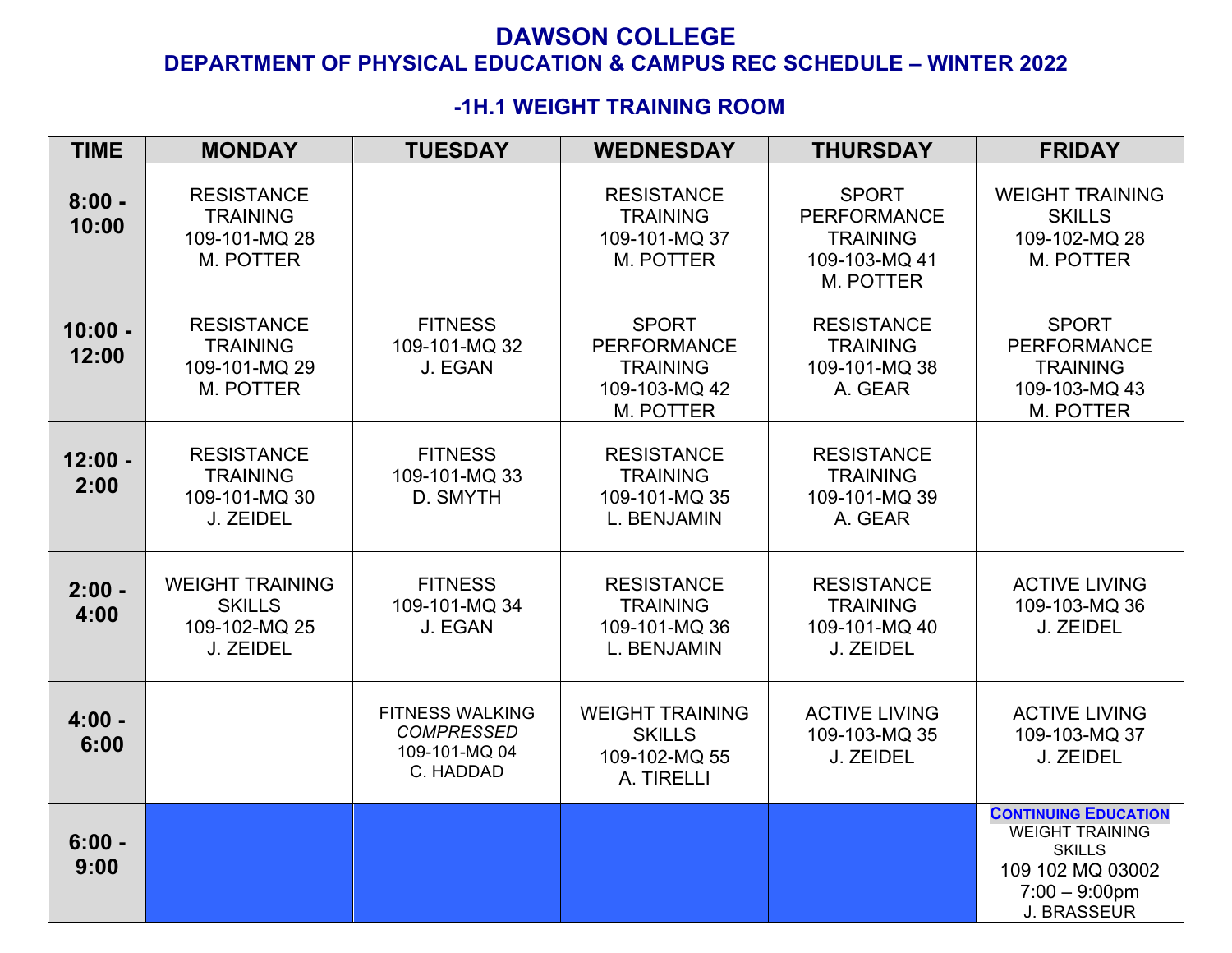# DAWSON COLLEGE

## DEPARTMENT OF PHYSICAL EDUCATION & CAMPUS REC SCHEDULE – WINTER 2022

### -1H.1 WEIGHT TRAINING ROOM

| TIME | MONDAY | TUESDAY | WEDNESDAY | THURSDAY | FRIDAY |
|---|---|---|---|---|---|
| 8:00 - 10:00 | RESISTANCE TRAINING 109-101-MQ 28 M. POTTER | | RESISTANCE TRAINING 109-101-MQ 37 M. POTTER | SPORT PERFORMANCE TRAINING 109-103-MQ 41 M. POTTER | WEIGHT TRAINING SKILLS 109-102-MQ 28 M. POTTER |
| 10:00 - 12:00 | RESISTANCE TRAINING 109-101-MQ 29 M. POTTER | FITNESS 109-101-MQ 32 J. EGAN | SPORT PERFORMANCE TRAINING 109-103-MQ 42 M. POTTER | RESISTANCE TRAINING 109-101-MQ 38 A. GEAR | SPORT PERFORMANCE TRAINING 109-103-MQ 43 M. POTTER |
| 12:00 - 2:00 | RESISTANCE TRAINING 109-101-MQ 30 J. ZEIDEL | FITNESS 109-101-MQ 33 D. SMYTH | RESISTANCE TRAINING 109-101-MQ 35 L. BENJAMIN | RESISTANCE TRAINING 109-101-MQ 39 A. GEAR | |
| 2:00 - 4:00 | WEIGHT TRAINING SKILLS 109-102-MQ 25 J. ZEIDEL | FITNESS 109-101-MQ 34 J. EGAN | RESISTANCE TRAINING 109-101-MQ 36 L. BENJAMIN | RESISTANCE TRAINING 109-101-MQ 40 J. ZEIDEL | ACTIVE LIVING 109-103-MQ 36 J. ZEIDEL |
| 4:00 - 6:00 | | FITNESS WALKING *COMPRESSED* 109-101-MQ 04 C. HADDAD | WEIGHT TRAINING SKILLS 109-102-MQ 55 A. TIRELLI | ACTIVE LIVING 109-103-MQ 35 J. ZEIDEL | ACTIVE LIVING 109-103-MQ 37 J. ZEIDEL |
| 6:00 - 9:00 | | | | | **CONTINUING EDUCATION** WEIGHT TRAINING SKILLS 109 102 MQ 03002 7:00 – 9:00pm J. BRASSEUR |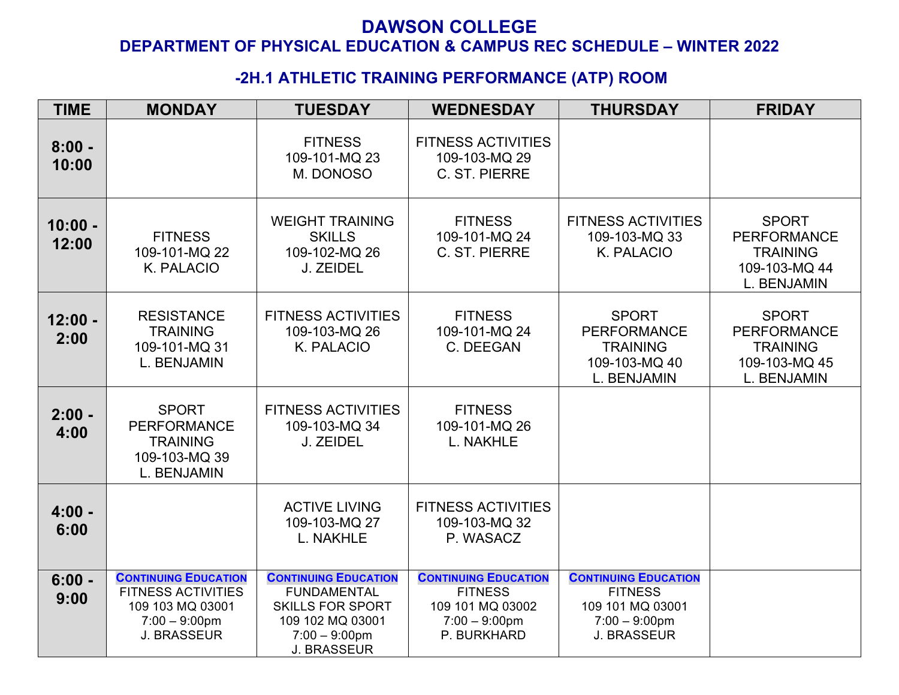# DAWSON COLLEGE

## DEPARTMENT OF PHYSICAL EDUCATION & CAMPUS REC SCHEDULE – WINTER 2022

### -2H.1 ATHLETIC TRAINING PERFORMANCE (ATP) ROOM

| TIME | MONDAY | TUESDAY | WEDNESDAY | THURSDAY | FRIDAY |
|---|---|---|---|---|---|
| 8:00 - 10:00 | | FITNESS 109-101-MQ 23 M. DONOSO | FITNESS ACTIVITIES 109-103-MQ 29 C. ST. PIERRE | | |
| 10:00 - 12:00 | FITNESS 109-101-MQ 22 K. PALACIO | WEIGHT TRAINING SKILLS 109-102-MQ 26 J. ZEIDEL | FITNESS 109-101-MQ 24 C. ST. PIERRE | FITNESS ACTIVITIES 109-103-MQ 33 K. PALACIO | SPORT PERFORMANCE TRAINING 109-103-MQ 44 L. BENJAMIN |
| 12:00 - 2:00 | RESISTANCE TRAINING 109-101-MQ 31 L. BENJAMIN | FITNESS ACTIVITIES 109-103-MQ 26 K. PALACIO | FITNESS 109-101-MQ 24 C. DEEGAN | SPORT PERFORMANCE TRAINING 109-103-MQ 40 L. BENJAMIN | SPORT PERFORMANCE TRAINING 109-103-MQ 45 L. BENJAMIN |
| 2:00 - 4:00 | SPORT PERFORMANCE TRAINING 109-103-MQ 39 L. BENJAMIN | FITNESS ACTIVITIES 109-103-MQ 34 J. ZEIDEL | FITNESS 109-101-MQ 26 L. NAKHLE | | |
| 4:00 - 6:00 | | ACTIVE LIVING 109-103-MQ 27 L. NAKHLE | FITNESS ACTIVITIES 109-103-MQ 32 P. WASACZ | | |
| 6:00 - 9:00 | **CONTINUING EDUCATION** FITNESS ACTIVITIES 109 103 MQ 03001 7:00 – 9:00pm J. BRASSEUR | **CONTINUING EDUCATION** FUNDAMENTAL SKILLS FOR SPORT 109 102 MQ 03001 7:00 – 9:00pm J. BRASSEUR | **CONTINUING EDUCATION** FITNESS 109 101 MQ 03002 7:00 – 9:00pm P. BURKHARD | **CONTINUING EDUCATION** FITNESS 109 101 MQ 03001 7:00 – 9:00pm J. BRASSEUR | |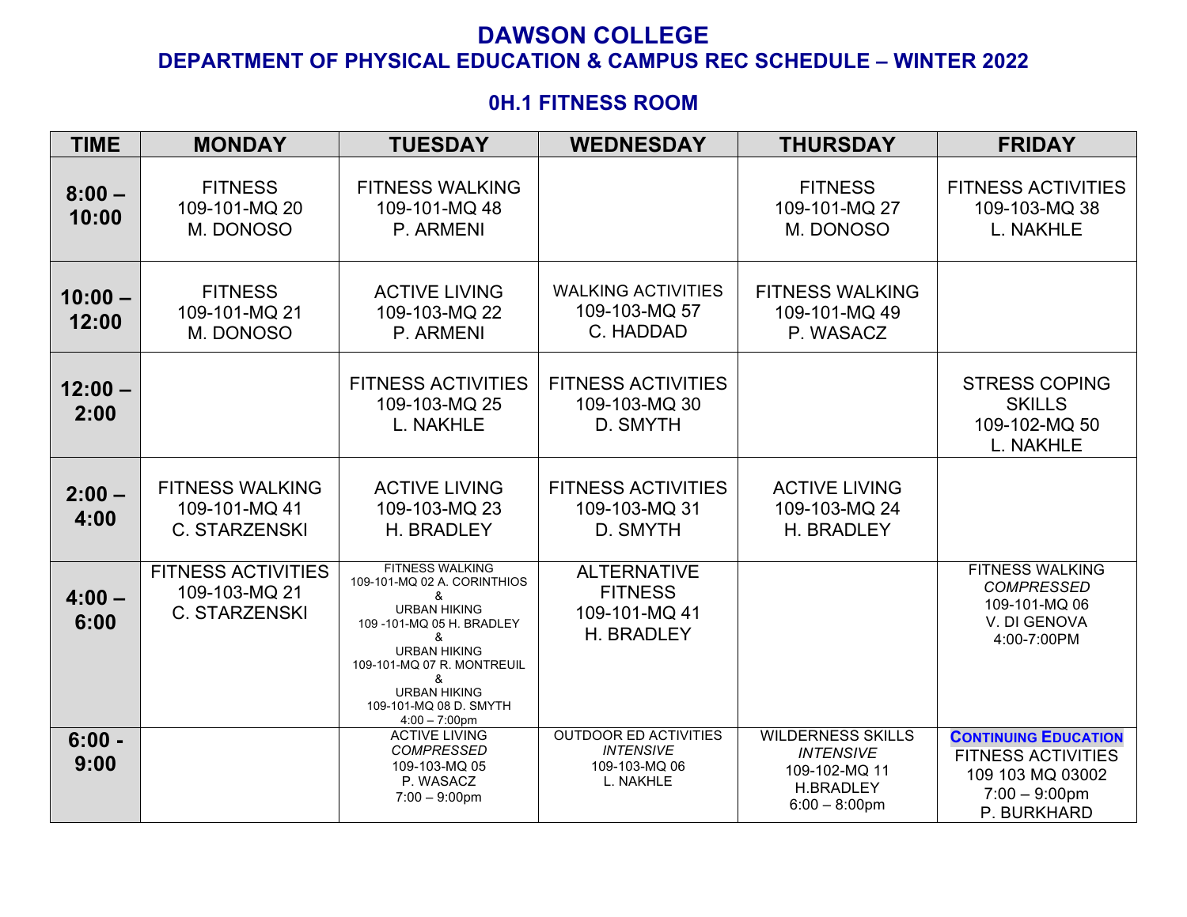# DAWSON COLLEGE

## DEPARTMENT OF PHYSICAL EDUCATION & CAMPUS REC SCHEDULE – WINTER 2022

### 0H.1 FITNESS ROOM

| TIME | MONDAY | TUESDAY | WEDNESDAY | THURSDAY | FRIDAY |
|---|---|---|---|---|---|
| **8:00 – 10:00** | FITNESS<br>109-101-MQ 20<br>M. DONOSO | FITNESS WALKING<br>109-101-MQ 48<br>P. ARMENI | | FITNESS<br>109-101-MQ 27<br>M. DONOSO | FITNESS ACTIVITIES<br>109-103-MQ 38<br>L. NAKHLE |
| **10:00 – 12:00** | FITNESS<br>109-101-MQ 21<br>M. DONOSO | ACTIVE LIVING<br>109-103-MQ 22<br>P. ARMENI | WALKING ACTIVITIES<br>109-103-MQ 57<br>C. HADDAD | FITNESS WALKING<br>109-101-MQ 49<br>P. WASACZ | |
| **12:00 – 2:00** | | FITNESS ACTIVITIES<br>109-103-MQ 25<br>L. NAKHLE | FITNESS ACTIVITIES<br>109-103-MQ 30<br>D. SMYTH | | STRESS COPING SKILLS<br>109-102-MQ 50<br>L. NAKHLE |
| **2:00 – 4:00** | FITNESS WALKING<br>109-101-MQ 41<br>C. STARZENSKI | ACTIVE LIVING<br>109-103-MQ 23<br>H. BRADLEY | FITNESS ACTIVITIES<br>109-103-MQ 31<br>D. SMYTH | ACTIVE LIVING<br>109-103-MQ 24<br>H. BRADLEY | |
| **4:00 – 6:00** | FITNESS ACTIVITIES<br>109-103-MQ 21<br>C. STARZENSKI | FITNESS WALKING<br>109-101-MQ 02 A. CORINTHIOS<br>&<br>URBAN HIKING<br>109 -101-MQ 05 H. BRADLEY<br>&<br>URBAN HIKING<br>109-101-MQ 07 R. MONTREUIL<br>&<br>URBAN HIKING<br>109-101-MQ 08 D. SMYTH<br>4:00 – 7:00pm | ALTERNATIVE FITNESS<br>109-101-MQ 41<br>H. BRADLEY | | FITNESS WALKING<br>*COMPRESSED*<br>109-101-MQ 06<br>V. DI GENOVA<br>4:00-7:00PM |
| **6:00 - 9:00** | | ACTIVE LIVING<br>*COMPRESSED*<br>109-103-MQ 05<br>P. WASACZ<br>7:00 – 9:00pm | OUTDOOR ED ACTIVITIES<br>*INTENSIVE*<br>109-103-MQ 06<br>L. NAKHLE | WILDERNESS SKILLS<br>*INTENSIVE*<br>109-102-MQ 11<br>H.BRADLEY<br>6:00 – 8:00pm | **CONTINUING EDUCATION**<br>FITNESS ACTIVITIES<br>109 103 MQ 03002<br>7:00 – 9:00pm<br>P. BURKHARD |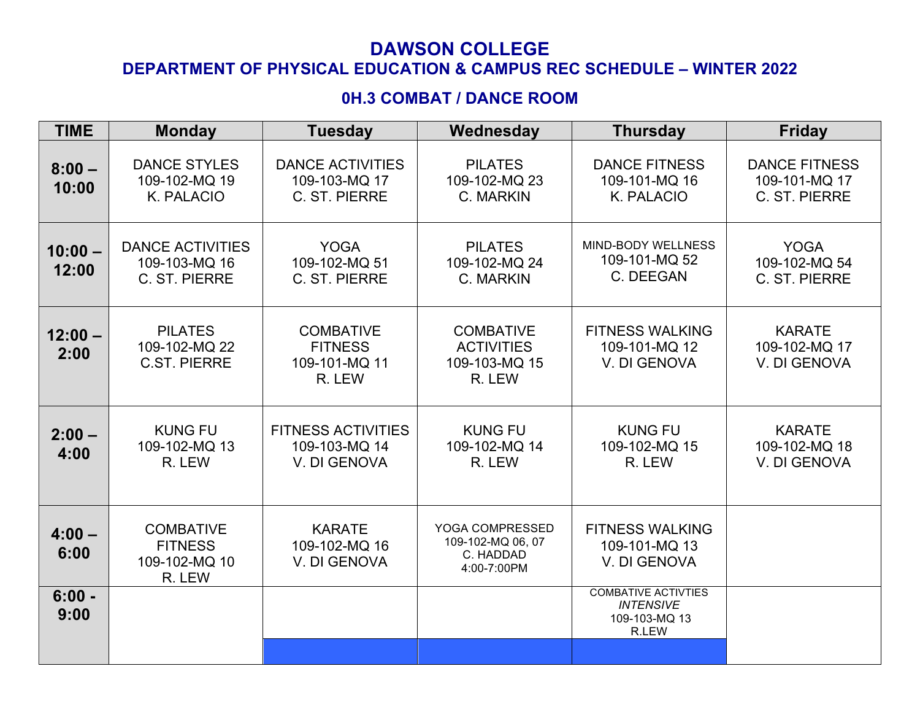# DAWSON COLLEGE

## DEPARTMENT OF PHYSICAL EDUCATION & CAMPUS REC SCHEDULE – WINTER 2022

### 0H.3 COMBAT / DANCE ROOM

| TIME | Monday | Tuesday | Wednesday | Thursday | Friday |
|---|---|---|---|---|---|
| 8:00 – 10:00 | DANCE STYLES<br>109-102-MQ 19<br>K. PALACIO | DANCE ACTIVITIES<br>109-103-MQ 17<br>C. ST. PIERRE | PILATES<br>109-102-MQ 23<br>C. MARKIN | DANCE FITNESS<br>109-101-MQ 16<br>K. PALACIO | DANCE FITNESS<br>109-101-MQ 17<br>C. ST. PIERRE |
| 10:00 – 12:00 | DANCE ACTIVITIES<br>109-103-MQ 16<br>C. ST. PIERRE | YOGA<br>109-102-MQ 51<br>C. ST. PIERRE | PILATES<br>109-102-MQ 24<br>C. MARKIN | MIND-BODY WELLNESS<br>109-101-MQ 52<br>C. DEEGAN | YOGA<br>109-102-MQ 54<br>C. ST. PIERRE |
| 12:00 – 2:00 | PILATES<br>109-102-MQ 22<br>C.ST. PIERRE | COMBATIVE FITNESS<br>109-101-MQ 11<br>R. LEW | COMBATIVE ACTIVITIES<br>109-103-MQ 15<br>R. LEW | FITNESS WALKING<br>109-101-MQ 12<br>V. DI GENOVA | KARATE<br>109-102-MQ 17<br>V. DI GENOVA |
| 2:00 – 4:00 | KUNG FU<br>109-102-MQ 13<br>R. LEW | FITNESS ACTIVITIES<br>109-103-MQ 14<br>V. DI GENOVA | KUNG FU<br>109-102-MQ 14<br>R. LEW | KUNG FU<br>109-102-MQ 15<br>R. LEW | KARATE<br>109-102-MQ 18<br>V. DI GENOVA |
| 4:00 – 6:00 | COMBATIVE FITNESS<br>109-102-MQ 10<br>R. LEW | KARATE<br>109-102-MQ 16<br>V. DI GENOVA | YOGA COMPRESSED<br>109-102-MQ 06, 07<br>C. HADDAD<br>4:00-7:00PM | FITNESS WALKING<br>109-101-MQ 13<br>V. DI GENOVA | |
| 6:00 - 9:00 | | | | COMBATIVE ACTIVTIES<br>*INTENSIVE*<br>109-103-MQ 13<br>R.LEW | |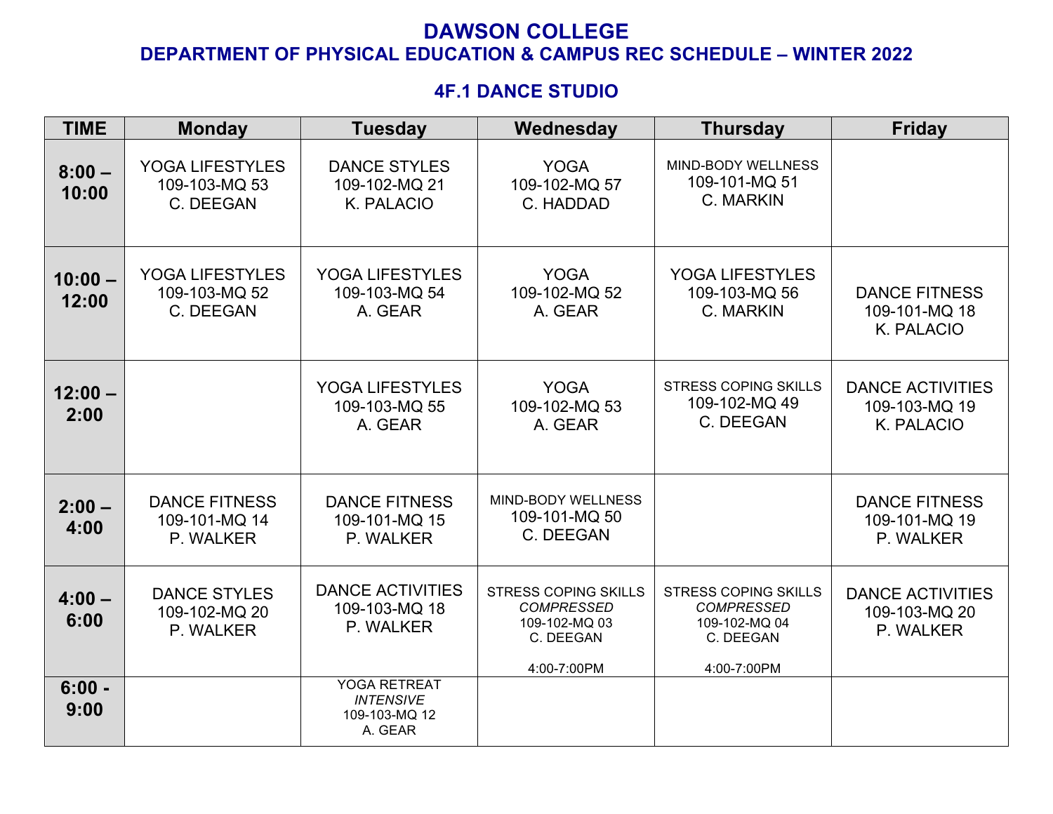# DAWSON COLLEGE

## DEPARTMENT OF PHYSICAL EDUCATION & CAMPUS REC SCHEDULE – WINTER 2022

### 4F.1 DANCE STUDIO

| TIME | Monday | Tuesday | Wednesday | Thursday | Friday |
|---|---|---|---|---|---|
| **8:00 – 10:00** | YOGA LIFESTYLES 109-103-MQ 53 C. DEEGAN | DANCE STYLES 109-102-MQ 21 K. PALACIO | YOGA 109-102-MQ 57 C. HADDAD | MIND-BODY WELLNESS 109-101-MQ 51 C. MARKIN | |
| **10:00 – 12:00** | YOGA LIFESTYLES 109-103-MQ 52 C. DEEGAN | YOGA LIFESTYLES 109-103-MQ 54 A. GEAR | YOGA 109-102-MQ 52 A. GEAR | YOGA LIFESTYLES 109-103-MQ 56 C. MARKIN | DANCE FITNESS 109-101-MQ 18 K. PALACIO |
| **12:00 – 2:00** | | YOGA LIFESTYLES 109-103-MQ 55 A. GEAR | YOGA 109-102-MQ 53 A. GEAR | STRESS COPING SKILLS 109-102-MQ 49 C. DEEGAN | DANCE ACTIVITIES 109-103-MQ 19 K. PALACIO |
| **2:00 – 4:00** | DANCE FITNESS 109-101-MQ 14 P. WALKER | DANCE FITNESS 109-101-MQ 15 P. WALKER | MIND-BODY WELLNESS 109-101-MQ 50 C. DEEGAN | | DANCE FITNESS 109-101-MQ 19 P. WALKER |
| **4:00 – 6:00** | DANCE STYLES 109-102-MQ 20 P. WALKER | DANCE ACTIVITIES 109-103-MQ 18 P. WALKER | STRESS COPING SKILLS *COMPRESSED* 109-102-MQ 03 C. DEEGAN 4:00-7:00PM | STRESS COPING SKILLS *COMPRESSED* 109-102-MQ 04 C. DEEGAN 4:00-7:00PM | DANCE ACTIVITIES 109-103-MQ 20 P. WALKER |
| **6:00 - 9:00** | | YOGA RETREAT *INTENSIVE* 109-103-MQ 12 A. GEAR | | | |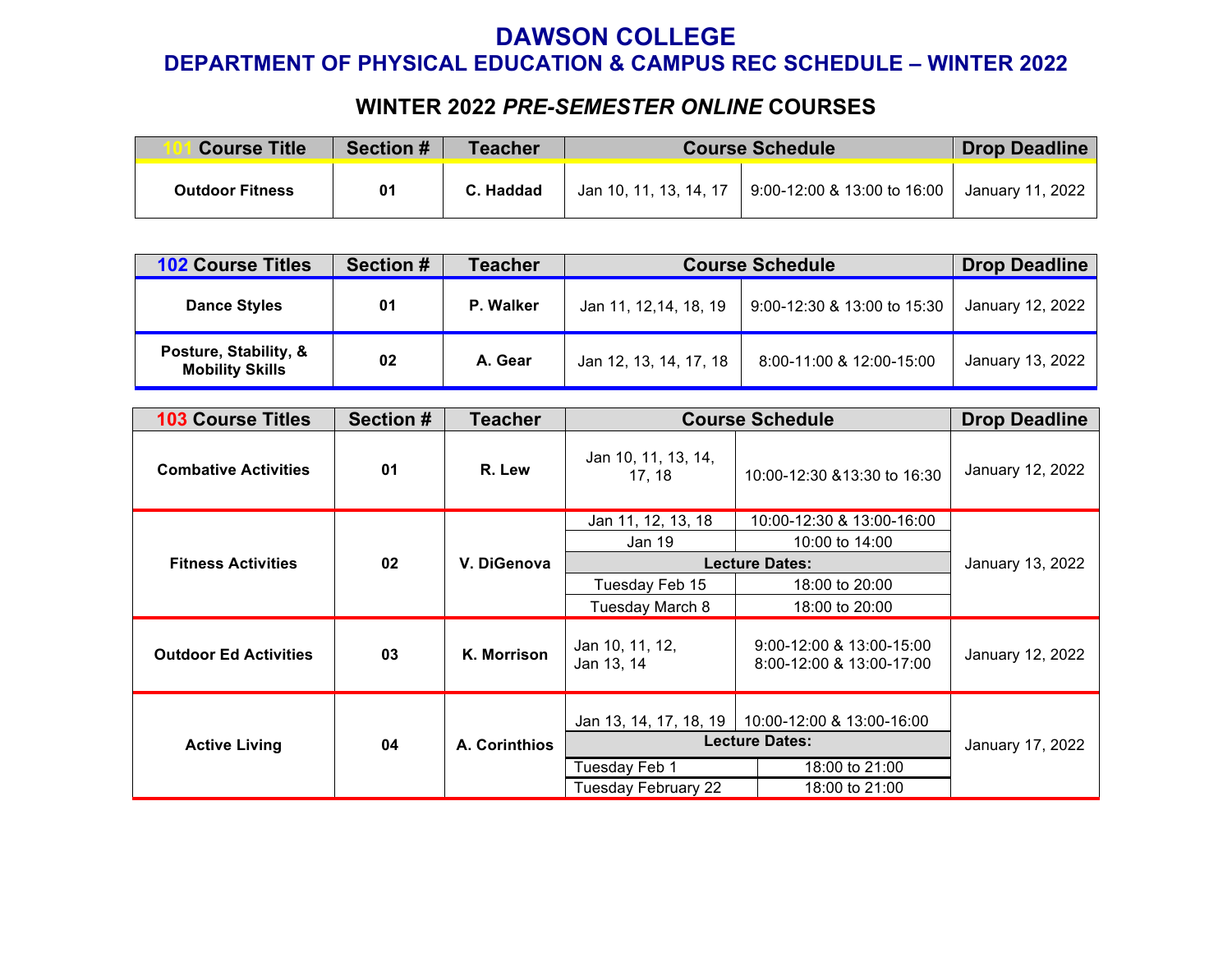# DAWSON COLLEGE

## DEPARTMENT OF PHYSICAL EDUCATION & CAMPUS REC SCHEDULE – WINTER 2022

### WINTER 2022 *PRE-SEMESTER ONLINE* COURSES

| 101 Course Title | Section # | Teacher | Course Schedule | | Drop Deadline |
|---|---|---|---|---|---|
| **Outdoor Fitness** | **01** | **C. Haddad** | Jan 10, 11, 13, 14, 17 | 9:00-12:00 & 13:00 to 16:00 | January 11, 2022 |

| 102 Course Titles | Section # | Teacher | Course Schedule | | Drop Deadline |
|---|---|---|---|---|---|
| **Dance Styles** | **01** | **P. Walker** | Jan 11, 12,14, 18, 19 | 9:00-12:30 & 13:00 to 15:30 | January 12, 2022 |
| **Posture, Stability, & Mobility Skills** | **02** | **A. Gear** | Jan 12, 13, 14, 17, 18 | 8:00-11:00 & 12:00-15:00 | January 13, 2022 |

| 103 Course Titles | Section # | Teacher | Course Schedule | | Drop Deadline |
|---|---|---|---|---|---|
| **Combative Activities** | **01** | **R. Lew** | Jan 10, 11, 13, 14, 17, 18 | 10:00-12:30 &13:30 to 16:30 | January 12, 2022 |
| **Fitness Activities** | **02** | **V. DiGenova** | Jan 11, 12, 13, 18 | 10:00-12:30 & 13:00-16:00 | January 13, 2022 |
| | | | Jan 19 | 10:00 to 14:00 | |
| | | | **Lecture Dates:** | | |
| | | | Tuesday Feb 15 | 18:00 to 20:00 | |
| | | | Tuesday March 8 | 18:00 to 20:00 | |
| **Outdoor Ed Activities** | **03** | **K. Morrison** | Jan 10, 11, 12,<br>Jan 13, 14 | 9:00-12:00 & 13:00-15:00<br>8:00-12:00 & 13:00-17:00 | January 12, 2022 |
| **Active Living** | **04** | **A. Corinthios** | Jan 13, 14, 17, 18, 19 | 10:00-12:00 & 13:00-16:00 | January 17, 2022 |
| | | | **Lecture Dates:** | | |
| | | | Tuesday Feb 1 | 18:00 to 21:00 | |
| | | | Tuesday February 22 | 18:00 to 21:00 | |